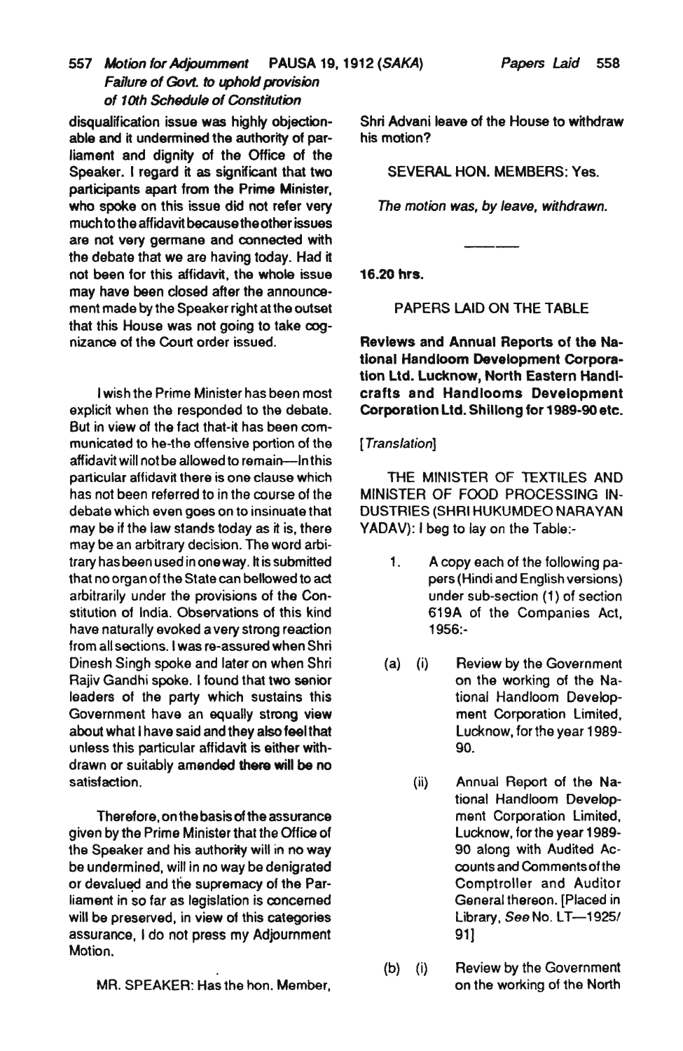disqualification issue was highly objectionable and it undermined the authority of parliament and dignity of the Office of the Speaker. I regard it as significant that two participants apart from the Prime Minister, who spoke on this issue did not refer very much to the affidavit because the other issues are not very germane and connected with the debate that we are having today. Had it not been for this affidavit, the whole issue may have been closed after the announcement made by the Speaker right at the outset that this House was not going to take cognizance of the Court order issued.

I wish the Prime Minister has been most explicit when the responded to the debate. But in view of the fact that-it has been communicated to he-the offensive portion of the affidavit will not be allowed to remain—In this particular affidavit there is one clause which has not been referred to in the course of the debate which even goes on to insinuate that may be if the law stands today as it is, there may be an arbitrary decision. The word arbitrary has been used in one way. It is submitted that no organ of the State can be llowed to act arbitrarily under the provisions of the Constitution of India. Observations of this kind have naturally evoked a very strong reaction from all sections. I was re-assured when Shri Dinesh Singh spoke and later on when Shri Rajiv Gandhi spoke. I found that two senior leaders of the party which sustains this Government have an equally strong view about what I have said and they also feel that unless this particular affidavit is either withdrawn or suitably amended there will be no satisfaction.

Therefore, on the basis of the assurance given by the Prime Minister that the Office of the Speaker and his authority will in no way be undermined, will in no way be denigrated or devalued and the supremacy of the Parliament in so far as legislation is concerned will be preserved, in view of this categories assurance, I do not press my Adjournment Motion.

MR. SPEAKER: Has the hon. Member, Shri Advani leave of the House to withdraw his motion?

SEVERAL HON. MEMBERS: Yes.

*The motion was, by leave, withdrawn.*

---

**16.20 hrs.**

## PAPERS LAID ON THE TABLE

**Reviews and Annual Reports of the National Handloom Development Corporation Ltd. Lucknow, North Eastern Handicrafts and Handlooms Development Corporation Ltd. Shillong for 1989-90 etc.**

[*Translation*]

THE MINISTER OF TEXTILES AND MINISTER OF FOOD PROCESSING INDUSTRIES (SHRI HUKUMDEO NARAYAN YADAV): I beg to lay on the Table:-

1. A copy each of the following papers (Hindi and English versions) under sub-section (1) of section 619A of the Companies Act, 1956:-

(a) (i) Review by the Government on the working of the National Handloom Development Corporation Limited, Lucknow, for the year 1989-90.

(ii) Annual Report of the National Handloom Development Corporation Limited, Lucknow, for the year 1989-90 along with Audited Accounts and Comments of the Comptroller and Auditor General thereon. [Placed in Library, *See* No. LT—1925/91]

(b) (i) Review by the Government on the working of the North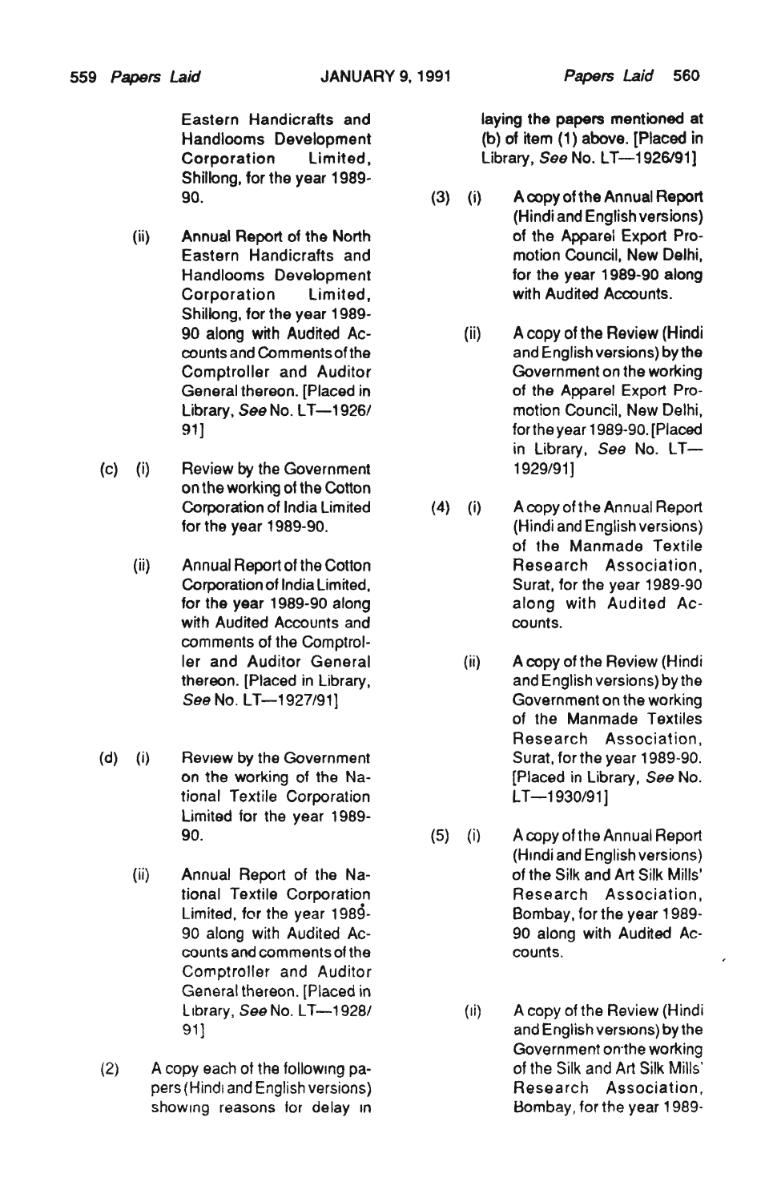Eastern Handicrafts and Handlooms Development Corporation Limited, Shillong, for the year 1989-90.

(ii) Annual Report of the North Eastern Handicrafts and Handlooms Development Corporation Limited, Shillong, for the year 1989-90 along with Audited Accounts and Comments of the Comptroller and Auditor General thereon. [Placed in Library, *See* No. LT—1926/91]

(c) (i) Review by the Government on the working of the Cotton Corporation of India Limited for the year 1989-90.

(ii) Annual Report of the Cotton Corporation of India Limited, for the year 1989-90 along with Audited Accounts and comments of the Comptroller and Auditor General thereon. [Placed in Library, *See* No. LT—1927/91]

(d) (i) Review by the Government on the working of the National Textile Corporation Limited for the year 1989-90.

(ii) Annual Report of the National Textile Corporation Limited, for the year 1989-90 along with Audited Accounts and comments of the Comptroller and Auditor General thereon. [Placed in Library, *See* No. LT—1928/91]

(2) A copy each of the following papers (Hindi and English versions) showing reasons for delay in laying the papers mentioned at (b) of item (1) above. [Placed in Library, *See* No. LT—1926/91]

(3) (i) A copy of the Annual Report (Hindi and English versions) of the Apparel Export Promotion Council, New Delhi, for the year 1989-90 along with Audited Accounts.

(ii) A copy of the Review (Hindi and English versions) by the Government on the working of the Apparel Export Promotion Council, New Delhi, for the year 1989-90. [Placed in Library, *See* No. LT—1929/91]

(4) (i) A copy of the Annual Report (Hindi and English versions) of the Manmade Textile Research Association, Surat, for the year 1989-90 along with Audited Accounts.

(ii) A copy of the Review (Hindi and English versions) by the Government on the working of the Manmade Textiles Research Association, Surat, for the year 1989-90. [Placed in Library, *See* No. LT—1930/91]

(5) (i) A copy of the Annual Report (Hindi and English versions) of the Silk and Art Silk Mills' Research Association, Bombay, for the year 1989-90 along with Audited Accounts.

(ii) A copy of the Review (Hindi and English versions) by the Government on the working of the Silk and Art Silk Mills' Research Association, Bombay, for the year 1989-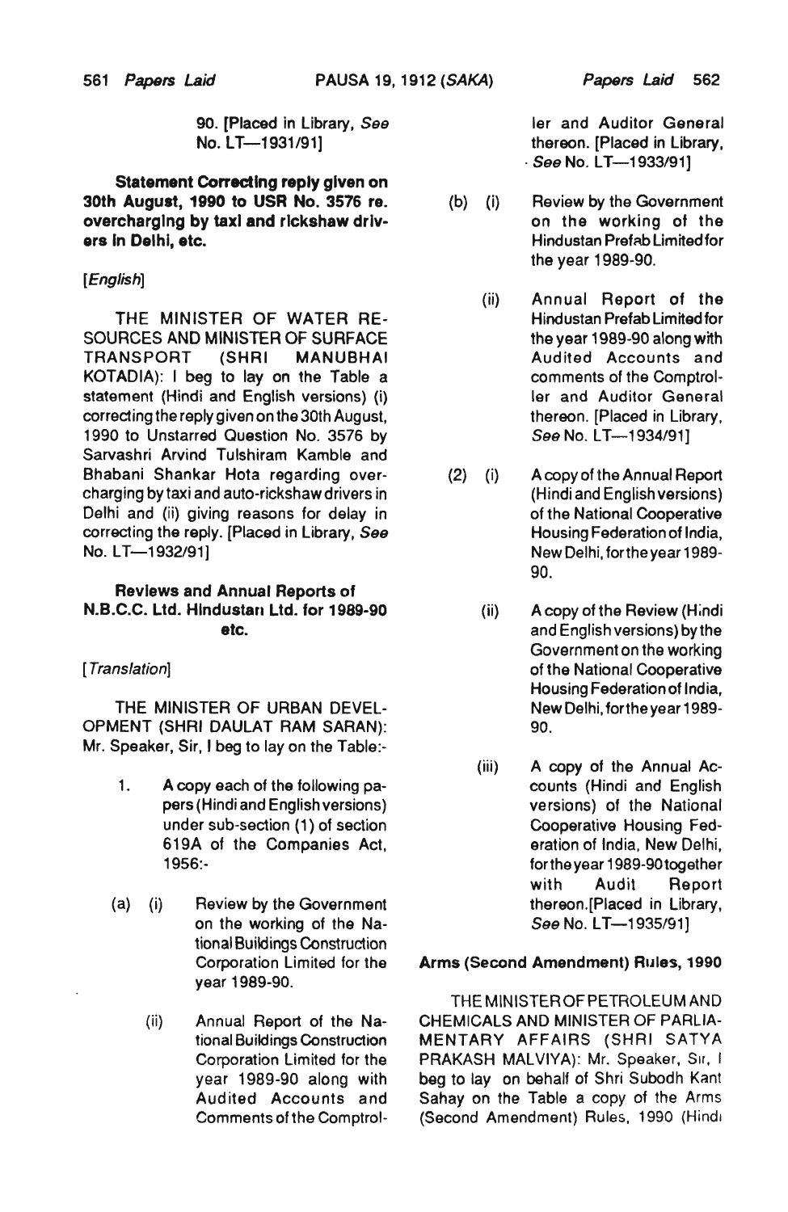90. [Placed in Library, *See* No. LT—1931/91]

**Statement Correcting reply given on 30th August, 1990 to USR No. 3576 re. overcharging by taxi and rickshaw drivers in Delhi, etc.**

*[English]*

THE MINISTER OF WATER RESOURCES AND MINISTER OF SURFACE TRANSPORT (SHRI MANUBHAI KOTADIA): I beg to lay on the Table a statement (Hindi and English versions) (i) correcting the reply given on the 30th August, 1990 to Unstarred Question No. 3576 by Sarvashri Arvind Tulshiram Kamble and Bhabani Shankar Hota regarding overcharging by taxi and auto-rickshaw drivers in Delhi and (ii) giving reasons for delay in correcting the reply. [Placed in Library, *See* No. LT—1932/91]

**Reviews and Annual Reports of N.B.C.C. Ltd. Hindustan Ltd. for 1989-90 etc.**

*[Translation]*

THE MINISTER OF URBAN DEVELOPMENT (SHRI DAULAT RAM SARAN): Mr. Speaker, Sir, I beg to lay on the Table:-

1. A copy each of the following papers (Hindi and English versions) under sub-section (1) of section 619A of the Companies Act, 1956:-

(a) (i) Review by the Government on the working of the National Buildings Construction Corporation Limited for the year 1989-90.

(ii) Annual Report of the National Buildings Construction Corporation Limited for the year 1989-90 along with Audited Accounts and Comments of the Comptroller and Auditor General thereon. [Placed in Library, *See* No. LT—1933/91]

(b) (i) Review by the Government on the working of the Hindustan Prefab Limited for the year 1989-90.

(ii) Annual Report of the Hindustan Prefab Limited for the year 1989-90 along with Audited Accounts and comments of the Comptroller and Auditor General thereon. [Placed in Library, *See* No. LT—1934/91]

(2) (i) A copy of the Annual Report (Hindi and English versions) of the National Cooperative Housing Federation of India, New Delhi, for the year 1989-90.

(ii) A copy of the Review (Hindi and English versions) by the Government on the working of the National Cooperative Housing Federation of India, New Delhi, for the year 1989-90.

(iii) A copy of the Annual Accounts (Hindi and English versions) of the National Cooperative Housing Federation of India, New Delhi, for the year 1989-90 together with Audit Report thereon. [Placed in Library, *See* No. LT—1935/91]

**Arms (Second Amendment) Rules, 1990**

THE MINISTER OF PETROLEUM AND CHEMICALS AND MINISTER OF PARLIAMENTARY AFFAIRS (SHRI SATYA PRAKASH MALVIYA): Mr. Speaker, Sir, I beg to lay on behalf of Shri Subodh Kant Sahay on the Table a copy of the Arms (Second Amendment) Rules, 1990 (Hindi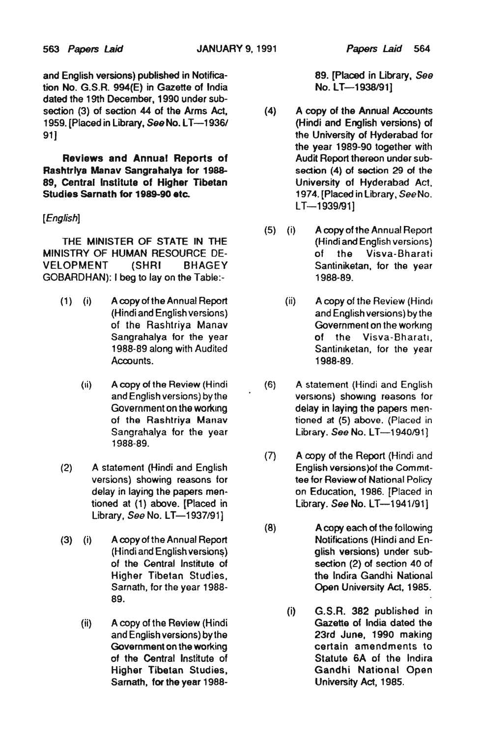and English versions) published in Notification No. G.S.R. 994(E) in Gazette of India dated the 19th December, 1990 under sub-section (3) of section 44 of the Arms Act, 1959. [Placed in Library, *See* No. LT—1936/91]

**Reviews and Annual Reports of Rashtriya Manav Sangrahalya for 1988-89, Central Institute of Higher Tibetan Studies Sarnath for 1989-90 etc.**

*[English]*

THE MINISTER OF STATE IN THE MINISTRY OF HUMAN RESOURCE DEVELOPMENT (SHRI BHAGEY GOBARDHAN): I beg to lay on the Table:-

(1) (i) A copy of the Annual Report (Hindi and English versions) of the Rashtriya Manav Sangrahalya for the year 1988-89 along with Audited Accounts.

(ii) A copy of the Review (Hindi and English versions) by the Government on the working of the Rashtriya Manav Sangrahalya for the year 1988-89.

(2) A statement (Hindi and English versions) showing reasons for delay in laying the papers mentioned at (1) above. [Placed in Library, *See* No. LT—1937/91]

(3) (i) A copy of the Annual Report (Hindi and English versions) of the Central Institute of Higher Tibetan Studies, Sarnath, for the year 1988-89.

(ii) A copy of the Review (Hindi and English versions) by the Government on the working of the Central Institute of Higher Tibetan Studies, Sarnath, for the year 1988-89. [Placed in Library, *See* No. LT—1938/91]

(4) A copy of the Annual Accounts (Hindi and English versions) of the University of Hyderabad for the year 1989-90 together with Audit Report thereon under sub-section (4) of section 29 of the University of Hyderabad Act, 1974. [Placed in Library, *See* No. LT—1939/91]

(5) (i) A copy of the Annual Report (Hindi and English versions) of the Visva-Bharati Santiniketan, for the year 1988-89.

(ii) A copy of the Review (Hindi and English versions) by the Government on the working of the Visva-Bharati, Santiniketan, for the year 1988-89.

(6) A statement (Hindi and English versions) showing reasons for delay in laying the papers mentioned at (5) above. (Placed in Library. *See* No. LT—1940/91]

(7) A copy of the Report (Hindi and English versions)of the Committee for Review of National Policy on Education, 1986. [Placed in Library. *See* No. LT—1941/91]

(8) A copy each of the following Notifications (Hindi and English versions) under sub-section (2) of section 40 of the Indira Gandhi National Open University Act, 1985.

(i) G.S.R. 382 published in Gazette of India dated the 23rd June, 1990 making certain amendments to Statute 6A of the Indira Gandhi National Open University Act, 1985.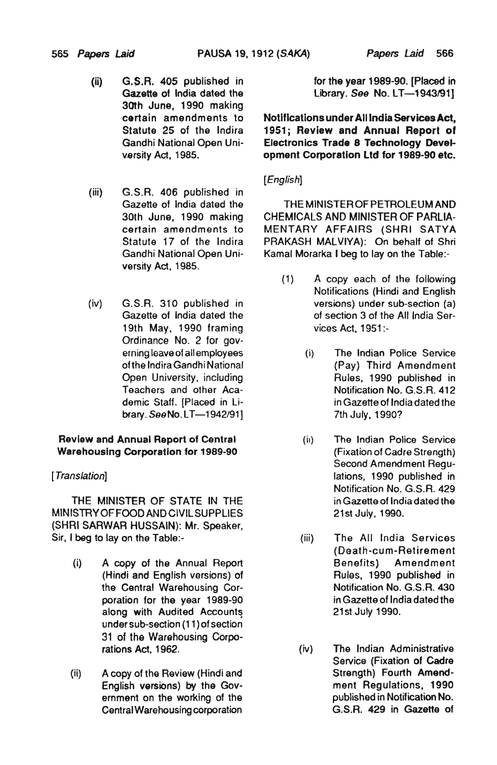(ii) G.S.R. 405 published in Gazette of India dated the 30th June, 1990 making certain amendments to Statute 25 of the Indira Gandhi National Open University Act, 1985.

(iii) G.S.R. 406 published in Gazette of India dated the 30th June, 1990 making certain amendments to Statute 17 of the Indira Gandhi National Open University Act, 1985.

(iv) G.S.R. 310 published in Gazette of India dated the 19th May, 1990 framing Ordinance No. 2 for governing leave of all employees of the Indira Gandhi National Open University, including Teachers and other Academic Staff. [Placed in Library. *See* No. LT—1942/91]

**Review and Annual Report of Central Warehousing Corporation for 1989-90**

*[Translation]*

THE MINISTER OF STATE IN THE MINISTRY OF FOOD AND CIVIL SUPPLIES (SHRI SARWAR HUSSAIN): Mr. Speaker, Sir, I beg to lay on the Table:-

(i) A copy of the Annual Report (Hindi and English versions) of the Central Warehousing Corporation for the year 1989-90 along with Audited Accounts under sub-section (11) of section 31 of the Warehousing Corporations Act, 1962.

(ii) A copy of the Review (Hindi and English versions) by the Government on the working of the Central Warehousing corporation for the year 1989-90. [Placed in Library. *See* No. LT—1943/91]

**Notifications under All India Services Act, 1951; Review and Annual Report of Electronics Trade 8 Technology Development Corporation Ltd for 1989-90 etc.**

*[English]*

THE MINISTER OF PETROLEUM AND CHEMICALS AND MINISTER OF PARLIAMENTARY AFFAIRS (SHRI SATYA PRAKASH MALVIYA): On behalf of Shri Kamal Morarka I beg to lay on the Table:-

(1) A copy each of the following Notifications (Hindi and English versions) under sub-section (a) of section 3 of the All India Services Act, 1951:-

(i) The Indian Police Service (Pay) Third Amendment Rules, 1990 published in Notification No. G.S.R. 412 in Gazette of India dated the 7th July, 1990?

(ii) The Indian Police Service (Fixation of Cadre Strength) Second Amendment Regulations, 1990 published in Notification No. G.S.R. 429 in Gazette of India dated the 21st July, 1990.

(iii) The All India Services (Death-cum-Retirement Benefits) Amendment Rules, 1990 published in Notification No. G.S.R. 430 in Gazette of India dated the 21st July 1990.

(iv) The Indian Administrative Service (Fixation of Cadre Strength) Fourth Amendment Regulations, 1990 published in Notification No. G.S.R. 429 in Gazette of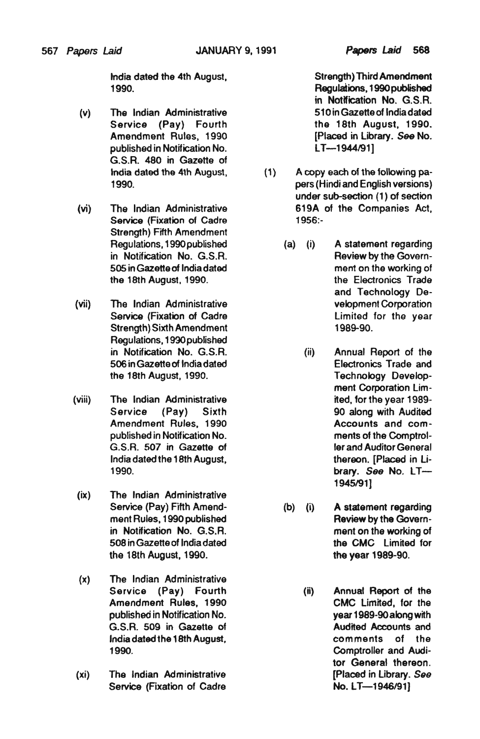India dated the 4th August, 1990.

(v) The Indian Administrative Service (Pay) Fourth Amendment Rules, 1990 published in Notification No. G.S.R. 480 in Gazette of India dated the 4th August, 1990.

(vi) The Indian Administrative Service (Fixation of Cadre Strength) Fifth Amendment Regulations, 1990 published in Notification No. G.S.R. 505 in Gazette of India dated the 18th August, 1990.

(vii) The Indian Administrative Service (Fixation of Cadre Strength) Sixth Amendment Regulations, 1990 published in Notification No. G.S.R. 506 in Gazette of India dated the 18th August, 1990.

(viii) The Indian Administrative Service (Pay) Sixth Amendment Rules, 1990 published in Notification No. G.S.R. 507 in Gazette of India dated the 18th August, 1990.

(ix) The Indian Administrative Service (Pay) Fifth Amendment Rules, 1990 published in Notification No. G.S.R. 508 in Gazette of India dated the 18th August, 1990.

(x) The Indian Administrative Service (Pay) Fourth Amendment Rules, 1990 published in Notification No. G.S.R. 509 in Gazette of India dated the 18th August, 1990.

(xi) The Indian Administrative Service (Fixation of Cadre Strength) Third Amendment Regulations, 1990 published in Notification No. G.S.R. 510 in Gazette of India dated the 18th August, 1990. [Placed in Library. *See* No. LT—1944/91]

(1) A copy each of the following papers (Hindi and English versions) under sub-section (1) of section 619A of the Companies Act, 1956:-

(a) (i) A statement regarding Review by the Government on the working of the Electronics Trade and Technology Development Corporation Limited for the year 1989-90.

(ii) Annual Report of the Electronics Trade and Technology Development Corporation Limited, for the year 1989-90 along with Audited Accounts and comments of the Comptroller and Auditor General thereon. [Placed in Library. *See* No. LT—1945/91]

(b) (i) A statement regarding Review by the Government on the working of the CMC Limited for the year 1989-90.

(ii) Annual Report of the CMC Limited, for the year 1989-90 along with Audited Accounts and comments of the Comptroller and Auditor General thereon. [Placed in Library. *See* No. LT—1946/91]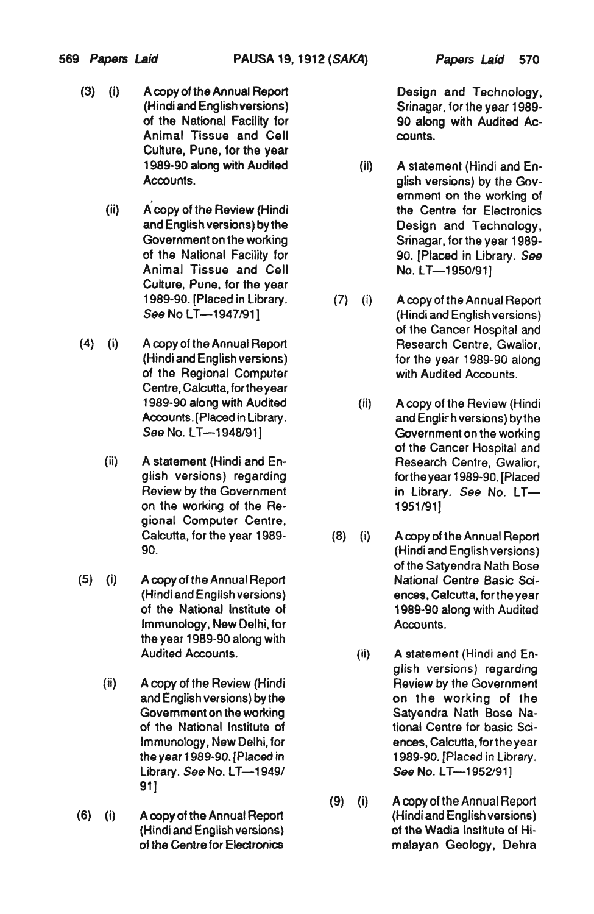(3) (i) A copy of the Annual Report (Hindi and English versions) of the National Facility for Animal Tissue and Cell Culture, Pune, for the year 1989-90 along with Audited Accounts.

(ii) A copy of the Review (Hindi and English versions) by the Government on the working of the National Facility for Animal Tissue and Cell Culture, Pune, for the year 1989-90. [Placed in Library. *See* No LT—1947/91]

(4) (i) A copy of the Annual Report (Hindi and English versions) of the Regional Computer Centre, Calcutta, for the year 1989-90 along with Audited Accounts. [Placed in Library. *See* No. LT—1948/91]

(ii) A statement (Hindi and English versions) regarding Review by the Government on the working of the Regional Computer Centre, Calcutta, for the year 1989-90.

(5) (i) A copy of the Annual Report (Hindi and English versions) of the National Institute of Immunology, New Delhi, for the year 1989-90 along with Audited Accounts.

(ii) A copy of the Review (Hindi and English versions) by the Government on the working of the National Institute of Immunology, New Delhi, for the year 1989-90. [Placed in Library. *See* No. LT—1949/91]

(6) (i) A copy of the Annual Report (Hindi and English versions) of the Centre for Electronics Design and Technology, Srinagar, for the year 1989-90 along with Audited Accounts.

(ii) A statement (Hindi and English versions) by the Government on the working of the Centre for Electronics Design and Technology, Srinagar, for the year 1989-90. [Placed in Library. *See* No. LT—1950/91]

(7) (i) A copy of the Annual Report (Hindi and English versions) of the Cancer Hospital and Research Centre, Gwalior, for the year 1989-90 along with Audited Accounts.

(ii) A copy of the Review (Hindi and English versions) by the Government on the working of the Cancer Hospital and Research Centre, Gwalior, for the year 1989-90. [Placed in Library. *See* No. LT—1951/91]

(8) (i) A copy of the Annual Report (Hindi and English versions) of the Satyendra Nath Bose National Centre Basic Sciences, Calcutta, for the year 1989-90 along with Audited Accounts.

(ii) A statement (Hindi and English versions) regarding Review by the Government on the working of the Satyendra Nath Bose National Centre for basic Sciences, Calcutta, for the year 1989-90. [Placed in Library. *See* No. LT—1952/91]

(9) (i) A copy of the Annual Report (Hindi and English versions) of the Wadia Institute of Himalayan Geology, Dehra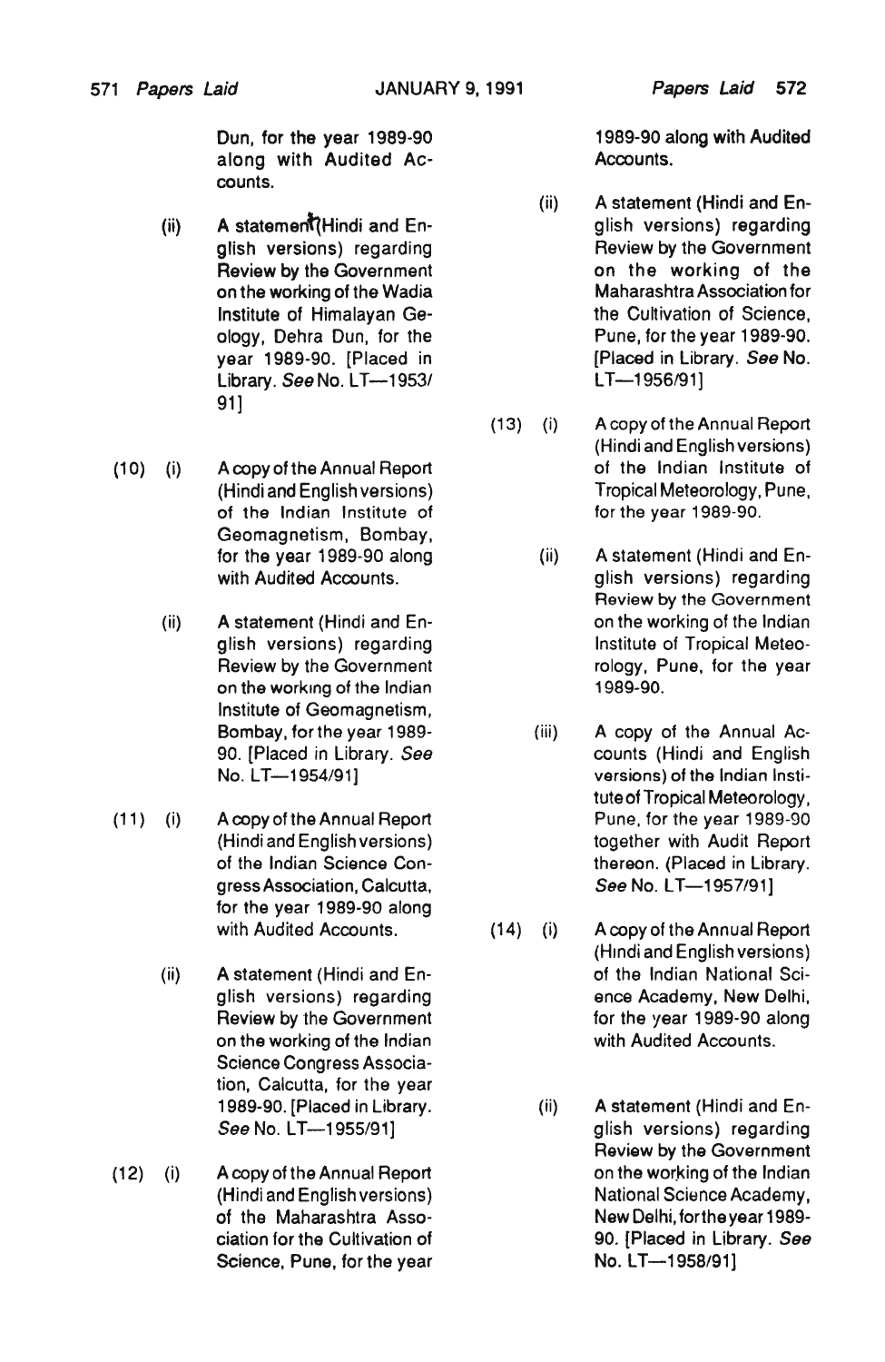Dun, for the year 1989-90 along with Audited Accounts.

(ii) A statement (Hindi and English versions) regarding Review by the Government on the working of the Wadia Institute of Himalayan Geology, Dehra Dun, for the year 1989-90. [Placed in Library. *See* No. LT—1953/91]

(10) (i) A copy of the Annual Report (Hindi and English versions) of the Indian Institute of Geomagnetism, Bombay, for the year 1989-90 along with Audited Accounts.

(ii) A statement (Hindi and English versions) regarding Review by the Government on the working of the Indian Institute of Geomagnetism, Bombay, for the year 1989-90. [Placed in Library. *See* No. LT—1954/91]

(11) (i) A copy of the Annual Report (Hindi and English versions) of the Indian Science Congress Association, Calcutta, for the year 1989-90 along with Audited Accounts.

(ii) A statement (Hindi and English versions) regarding Review by the Government on the working of the Indian Science Congress Association, Calcutta, for the year 1989-90. [Placed in Library. *See* No. LT—1955/91]

(12) (i) A copy of the Annual Report (Hindi and English versions) of the Maharashtra Association for the Cultivation of Science, Pune, for the year 1989-90 along with Audited Accounts.

(ii) A statement (Hindi and English versions) regarding Review by the Government on the working of the Maharashtra Association for the Cultivation of Science, Pune, for the year 1989-90. [Placed in Library. *See* No. LT—1956/91]

(13) (i) A copy of the Annual Report (Hindi and English versions) of the Indian Institute of Tropical Meteorology, Pune, for the year 1989-90.

(ii) A statement (Hindi and English versions) regarding Review by the Government on the working of the Indian Institute of Tropical Meteorology, Pune, for the year 1989-90.

(iii) A copy of the Annual Accounts (Hindi and English versions) of the Indian Institute of Tropical Meteorology, Pune, for the year 1989-90 together with Audit Report thereon. (Placed in Library. *See* No. LT—1957/91]

(14) (i) A copy of the Annual Report (Hindi and English versions) of the Indian National Science Academy, New Delhi, for the year 1989-90 along with Audited Accounts.

(ii) A statement (Hindi and English versions) regarding Review by the Government on the working of the Indian National Science Academy, New Delhi, for the year 1989-90. [Placed in Library. *See* No. LT—1958/91]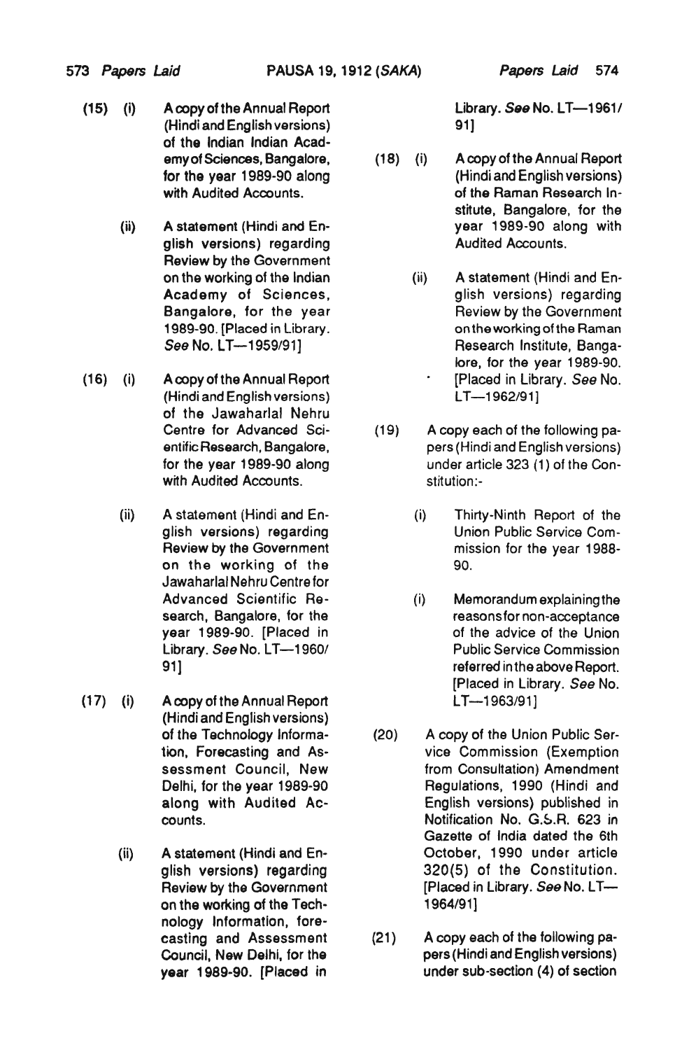(15) (i) A copy of the Annual Report (Hindi and English versions) of the Indian Indian Academy of Sciences, Bangalore, for the year 1989-90 along with Audited Accounts.

(ii) A statement (Hindi and English versions) regarding Review by the Government on the working of the Indian Academy of Sciences, Bangalore, for the year 1989-90. [Placed in Library. *See* No. LT—1959/91]

(16) (i) A copy of the Annual Report (Hindi and English versions) of the Jawaharlal Nehru Centre for Advanced Scientific Research, Bangalore, for the year 1989-90 along with Audited Accounts.

(ii) A statement (Hindi and English versions) regarding Review by the Government on the working of the Jawaharlal Nehru Centre for Advanced Scientific Research, Bangalore, for the year 1989-90. [Placed in Library. *See* No. LT—1960/91]

(17) (i) A copy of the Annual Report (Hindi and English versions) of the Technology Information, Forecasting and Assessment Council, New Delhi, for the year 1989-90 along with Audited Accounts.

(ii) A statement (Hindi and English versions) regarding Review by the Government on the working of the Technology Information, forecasting and Assessment Council, New Delhi, for the year 1989-90. [Placed in Library. *See* No. LT—1961/91]

(18) (i) A copy of the Annual Report (Hindi and English versions) of the Raman Research Institute, Bangalore, for the year 1989-90 along with Audited Accounts.

(ii) A statement (Hindi and English versions) regarding Review by the Government on the working of the Raman Research Institute, Bangalore, for the year 1989-90. [Placed in Library. *See* No. LT—1962/91]

(19) A copy each of the following papers (Hindi and English versions) under article 323 (1) of the Constitution:-

(i) Thirty-Ninth Report of the Union Public Service Commission for the year 1988-90.

(i) Memorandum explaining the reasons for non-acceptance of the advice of the Union Public Service Commission referred in the above Report. [Placed in Library. *See* No. LT—1963/91]

(20) A copy of the Union Public Service Commission (Exemption from Consultation) Amendment Regulations, 1990 (Hindi and English versions) published in Notification No. G.S.R. 623 in Gazette of India dated the 6th October, 1990 under article 320(5) of the Constitution. [Placed in Library. *See* No. LT—1964/91]

(21) A copy each of the following papers (Hindi and English versions) under sub-section (4) of section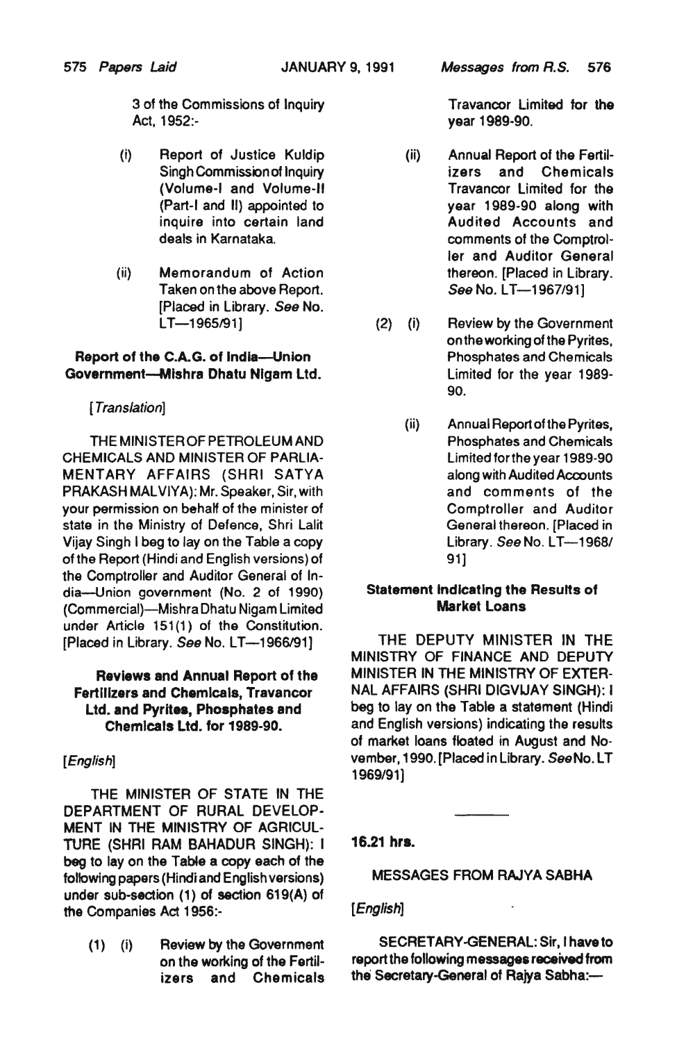3 of the Commissions of Inquiry Act, 1952:-

(i) Report of Justice Kuldip Singh Commission of Inquiry (Volume-I and Volume-II (Part-I and II) appointed to inquire into certain land deals in Karnataka.

(ii) Memorandum of Action Taken on the above Report. [Placed in Library. *See* No. LT—1965/91]

### Report of the C.A.G. of India—Union Government—Mishra Dhatu Nigam Ltd.

*[Translation]*

THE MINISTER OF PETROLEUM AND CHEMICALS AND MINISTER OF PARLIAMENTARY AFFAIRS (SHRI SATYA PRAKASH MALVIYA): Mr. Speaker, Sir, with your permission on behalf of the minister of state in the Ministry of Defence, Shri Lalit Vijay Singh I beg to lay on the Table a copy of the Report (Hindi and English versions) of the Comptroller and Auditor General of India—Union government (No. 2 of 1990) (Commercial)—Mishra Dhatu Nigam Limited under Article 151(1) of the Constitution. [Placed in Library. *See* No. LT—1966/91]

### Reviews and Annual Report of the Fertilizers and Chemicals, Travancor Ltd. and Pyrites, Phosphates and Chemicals Ltd. for 1989-90.

*[English]*

THE MINISTER OF STATE IN THE DEPARTMENT OF RURAL DEVELOPMENT IN THE MINISTRY OF AGRICULTURE (SHRI RAM BAHADUR SINGH): I beg to lay on the Table a copy each of the following papers (Hindi and English versions) under sub-section (1) of section 619(A) of the Companies Act 1956:-

(1) (i) Review by the Government on the working of the Fertilizers and Chemicals Travancor Limited for the year 1989-90.

(ii) Annual Report of the Fertilizers and Chemicals Travancor Limited for the year 1989-90 along with Audited Accounts and comments of the Comptroller and Auditor General thereon. [Placed in Library. *See* No. LT—1967/91]

(2) (i) Review by the Government on the working of the Pyrites, Phosphates and Chemicals Limited for the year 1989-90.

(ii) Annual Report of the Pyrites, Phosphates and Chemicals Limited for the year 1989-90 along with Audited Accounts and comments of the Comptroller and Auditor General thereon. [Placed in Library. *See* No. LT—1968/91]

### Statement Indicating the Results of Market Loans

THE DEPUTY MINISTER IN THE MINISTRY OF FINANCE AND DEPUTY MINISTER IN THE MINISTRY OF EXTERNAL AFFAIRS (SHRI DIGVIJAY SINGH): I beg to lay on the Table a statement (Hindi and English versions) indicating the results of market loans floated in August and November, 1990. [Placed in Library. *See* No. LT 1969/91]

---

**16.21 hrs.**

## MESSAGES FROM RAJYA SABHA

*[English]*

SECRETARY-GENERAL: Sir, I have to report the following messages received from the Secretary-General of Rajya Sabha:—